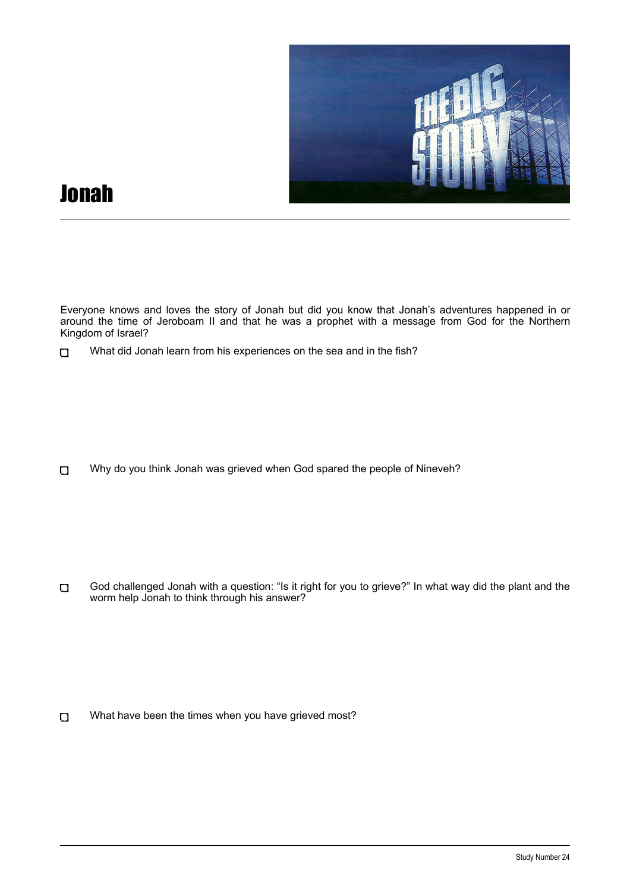# Jonah

Everyone knows and loves the story of Jonah but did you know that Jonah's adventures happened in or around the time of Jeroboam II and that he was a prophet with a message from God for the Northern Kingdom of Israel?

- ☐ What did Jonah learn from his experiences on the sea and in the fish?

- ☐ Why do you think Jonah was grieved when God spared the people of Nineveh?

- ☐ God challenged Jonah with a question: "Is it right for you to grieve?" In what way did the plant and the worm help Jonah to think through his answer?

- ☐ What have been the times when you have grieved most?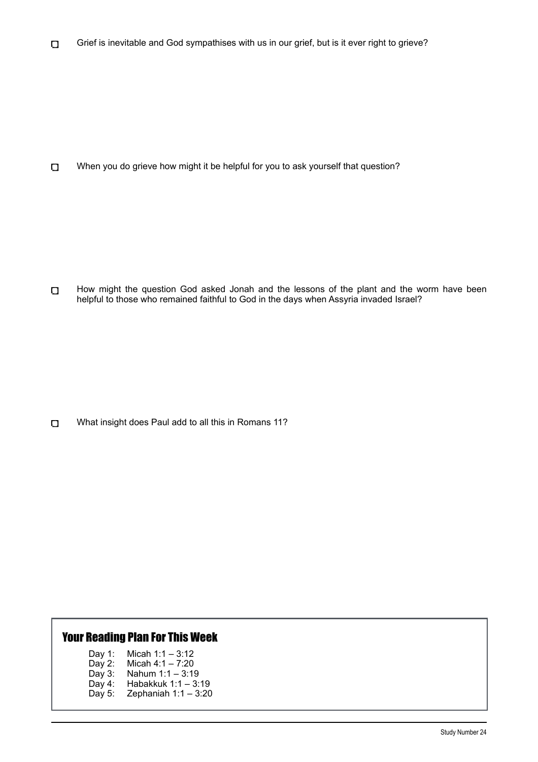- [ ] Grief is inevitable and God sympathises with us in our grief, but is it ever right to grieve?

- [ ] When you do grieve how might it be helpful for you to ask yourself that question?

- [ ] How might the question God asked Jonah and the lessons of the plant and the worm have been helpful to those who remained faithful to God in the days when Assyria invaded Israel?

- [ ] What insight does Paul add to all this in Romans 11?

## Your Reading Plan For This Week

Day 1: Micah 1:1 – 3:12
Day 2: Micah 4:1 – 7:20
Day 3: Nahum 1:1 – 3:19
Day 4: Habakkuk 1:1 – 3:19
Day 5: Zephaniah 1:1 – 3:20